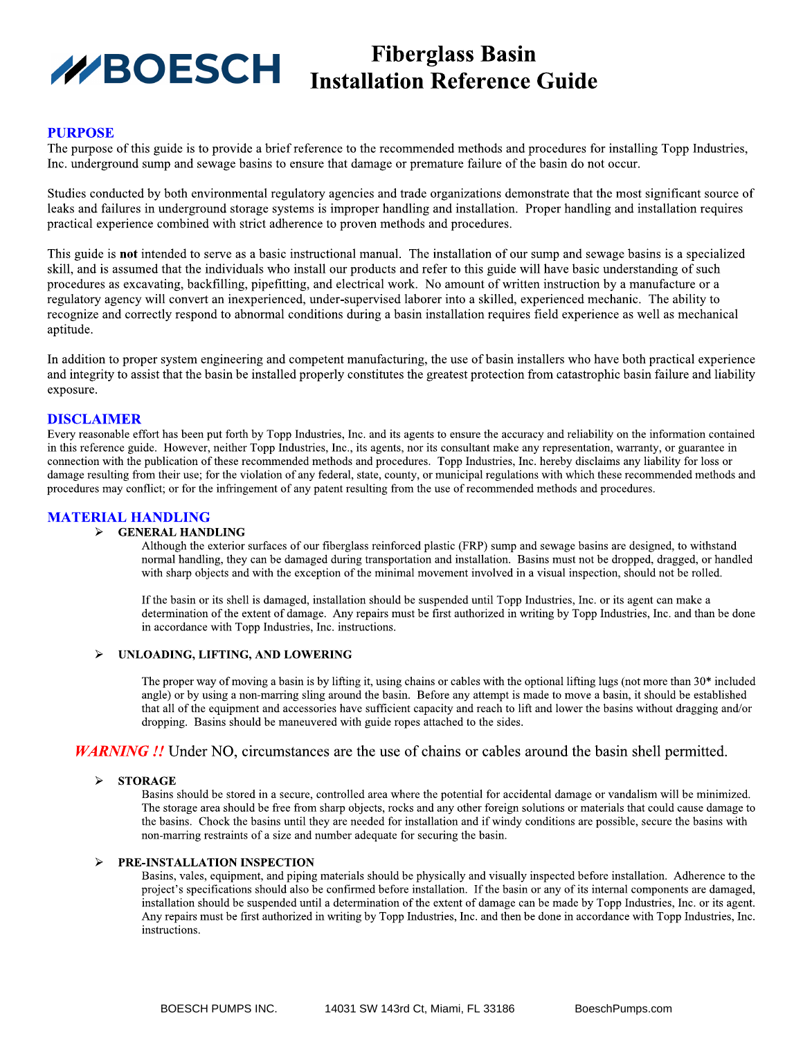# BOESCH Fiberglass Basin Installation Reference Guide

## PURPOSE

The purpose of this guide is to provide a brief reference to the recommended methods and procedures for installing Topp Industries, Inc. underground sump and sewage basins to ensure that damage or premature failure of the basin do not occur.

Studies conducted by both environmental regulatory agencies and trade organizations demonstrate that the most significant source of leaks and failures in underground storage systems is improper handling and installation. Proper handling and installation requires practical experience combined with strict adherence to proven methods and procedures.

This guide is **not** intended to serve as a basic instructional manual. The installation of our sump and sewage basins is a specialized skill, and is assumed that the individuals who install our products and refer to this guide will have basic understanding of such procedures as excavating, backfilling, pipefitting, and electrical work. No amount of written instruction by a manufacture or a regulatory agency will convert an inexperienced, under-supervised laborer into a skilled, experienced mechanic. The ability to recognize and correctly respond to abnormal conditions during a basin installation requires field experience as well as mechanical aptitude.

In addition to proper system engineering and competent manufacturing, the use of basin installers who have both practical experience and integrity to assist that the basin be installed properly constitutes the greatest protection from catastrophic basin failure and liability exposure.

## DISCLAIMER

Every reasonable effort has been put forth by Topp Industries, Inc. and its agents to ensure the accuracy and reliability on the information contained in this reference guide. However, neither Topp Industries, Inc., its agents, nor its consultant make any representation, warranty, or guarantee in connection with the publication of these recommended methods and procedures. Topp Industries, Inc. hereby disclaims any liability for loss or damage resulting from their use; for the violation of any federal, state, county, or municipal regulations with which these recommended methods and procedures may conflict; or for the infringement of any patent resulting from the use of recommended methods and procedures.

## MATERIAL HANDLING

### GENERAL HANDLING

Although the exterior surfaces of our fiberglass reinforced plastic (FRP) sump and sewage basins are designed, to withstand normal handling, they can be damaged during transportation and installation. Basins must not be dropped, dragged, or handled with sharp objects and with the exception of the minimal movement involved in a visual inspection, should not be rolled.

If the basin or its shell is damaged, installation should be suspended until Topp Industries, Inc. or its agent can make a determination of the extent of damage. Any repairs must be first authorized in writing by Topp Industries, Inc. and than be done in accordance with Topp Industries, Inc. instructions.

### UNLOADING, LIFTING, AND LOWERING

The proper way of moving a basin is by lifting it, using chains or cables with the optional lifting lugs (not more than 30* included angle) or by using a non-marring sling around the basin. Before any attempt is made to move a basin, it should be established that all of the equipment and accessories have sufficient capacity and reach to lift and lower the basins without dragging and/or dropping. Basins should be maneuvered with guide ropes attached to the sides.

***WARNING !!*** Under NO, circumstances are the use of chains or cables around the basin shell permitted.

### STORAGE

Basins should be stored in a secure, controlled area where the potential for accidental damage or vandalism will be minimized. The storage area should be free from sharp objects, rocks and any other foreign solutions or materials that could cause damage to the basins. Chock the basins until they are needed for installation and if windy conditions are possible, secure the basins with non-marring restraints of a size and number adequate for securing the basin.

### PRE-INSTALLATION INSPECTION

Basins, vales, equipment, and piping materials should be physically and visually inspected before installation. Adherence to the project's specifications should also be confirmed before installation. If the basin or any of its internal components are damaged, installation should be suspended until a determination of the extent of damage can be made by Topp Industries, Inc. or its agent. Any repairs must be first authorized in writing by Topp Industries, Inc. and then be done in accordance with Topp Industries, Inc. instructions.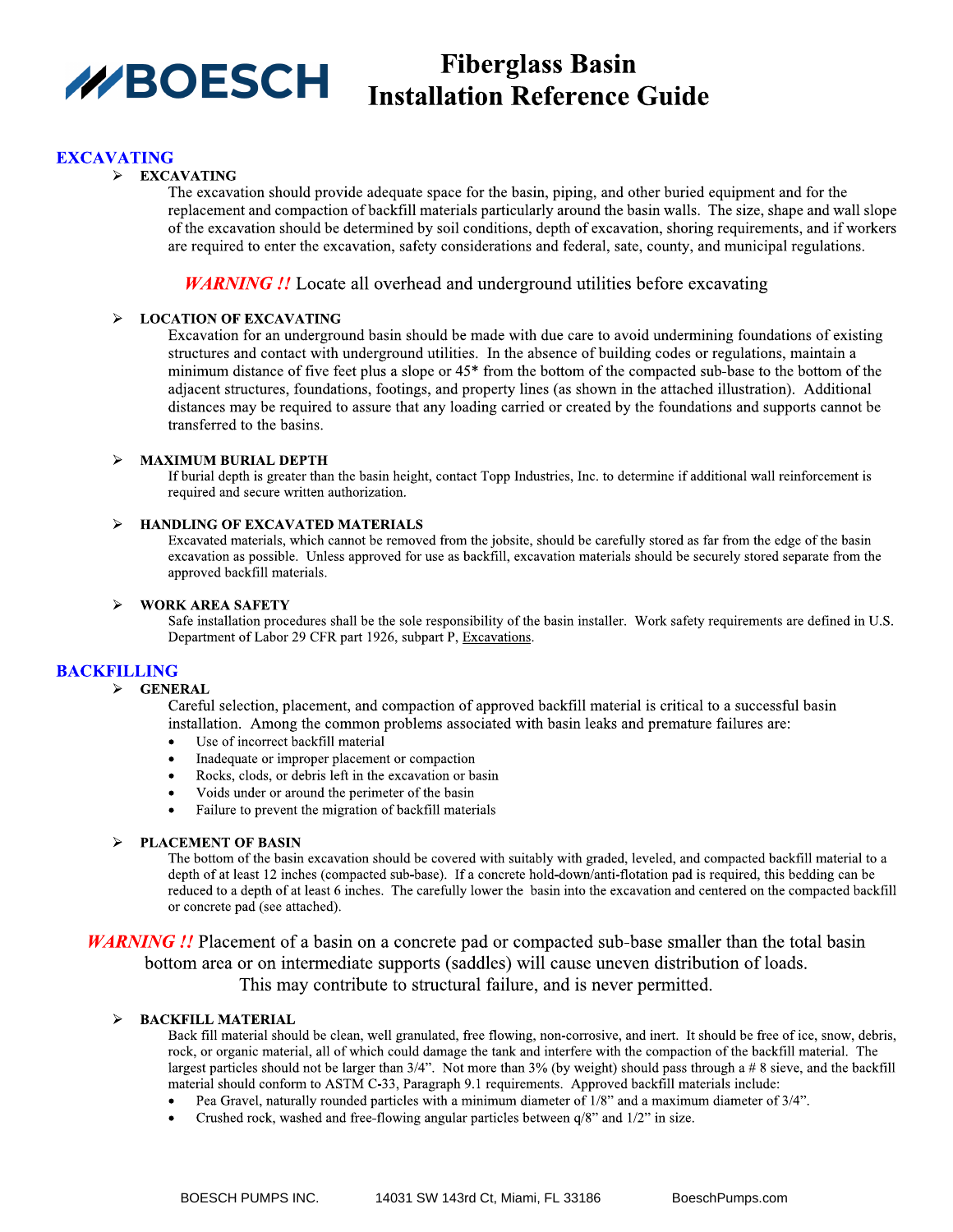# Fiberglass Basin Installation Reference Guide

**BOESCH**

## EXCAVATING

- **EXCAVATING**

  The excavation should provide adequate space for the basin, piping, and other buried equipment and for the replacement and compaction of backfill materials particularly around the basin walls. The size, shape and wall slope of the excavation should be determined by soil conditions, depth of excavation, shoring requirements, and if workers are required to enter the excavation, safety considerations and federal, sate, county, and municipal regulations.

*WARNING !!* Locate all overhead and underground utilities before excavating

- **LOCATION OF EXCAVATING**

  Excavation for an underground basin should be made with due care to avoid undermining foundations of existing structures and contact with underground utilities. In the absence of building codes or regulations, maintain a minimum distance of five feet plus a slope or 45* from the bottom of the compacted sub-base to the bottom of the adjacent structures, foundations, footings, and property lines (as shown in the attached illustration). Additional distances may be required to assure that any loading carried or created by the foundations and supports cannot be transferred to the basins.

- **MAXIMUM BURIAL DEPTH**

  If burial depth is greater than the basin height, contact Topp Industries, Inc. to determine if additional wall reinforcement is required and secure written authorization.

- **HANDLING OF EXCAVATED MATERIALS**

  Excavated materials, which cannot be removed from the jobsite, should be carefully stored as far from the edge of the basin excavation as possible. Unless approved for use as backfill, excavation materials should be securely stored separate from the approved backfill materials.

- **WORK AREA SAFETY**

  Safe installation procedures shall be the sole responsibility of the basin installer. Work safety requirements are defined in U.S. Department of Labor 29 CFR part 1926, subpart P, Excavations.

## BACKFILLING

- **GENERAL**

  Careful selection, placement, and compaction of approved backfill material is critical to a successful basin installation. Among the common problems associated with basin leaks and premature failures are:
  - Use of incorrect backfill material
  - Inadequate or improper placement or compaction
  - Rocks, clods, or debris left in the excavation or basin
  - Voids under or around the perimeter of the basin
  - Failure to prevent the migration of backfill materials

- **PLACEMENT OF BASIN**

  The bottom of the basin excavation should be covered with suitably with graded, leveled, and compacted backfill material to a depth of at least 12 inches (compacted sub-base). If a concrete hold-down/anti-flotation pad is required, this bedding can be reduced to a depth of at least 6 inches. The carefully lower the basin into the excavation and centered on the compacted backfill or concrete pad (see attached).

*WARNING !!* Placement of a basin on a concrete pad or compacted sub-base smaller than the total basin bottom area or on intermediate supports (saddles) will cause uneven distribution of loads. This may contribute to structural failure, and is never permitted.

- **BACKFILL MATERIAL**

  Back fill material should be clean, well granulated, free flowing, non-corrosive, and inert. It should be free of ice, snow, debris, rock, or organic material, all of which could damage the tank and interfere with the compaction of the backfill material. The largest particles should not be larger than 3/4". Not more than 3% (by weight) should pass through a # 8 sieve, and the backfill material should conform to ASTM C-33, Paragraph 9.1 requirements. Approved backfill materials include:
  - Pea Gravel, naturally rounded particles with a minimum diameter of 1/8" and a maximum diameter of 3/4".
  - Crushed rock, washed and free-flowing angular particles between q/8" and 1/2" in size.

BOESCH PUMPS INC. 14031 SW 143rd Ct, Miami, FL 33186 BoeschPumps.com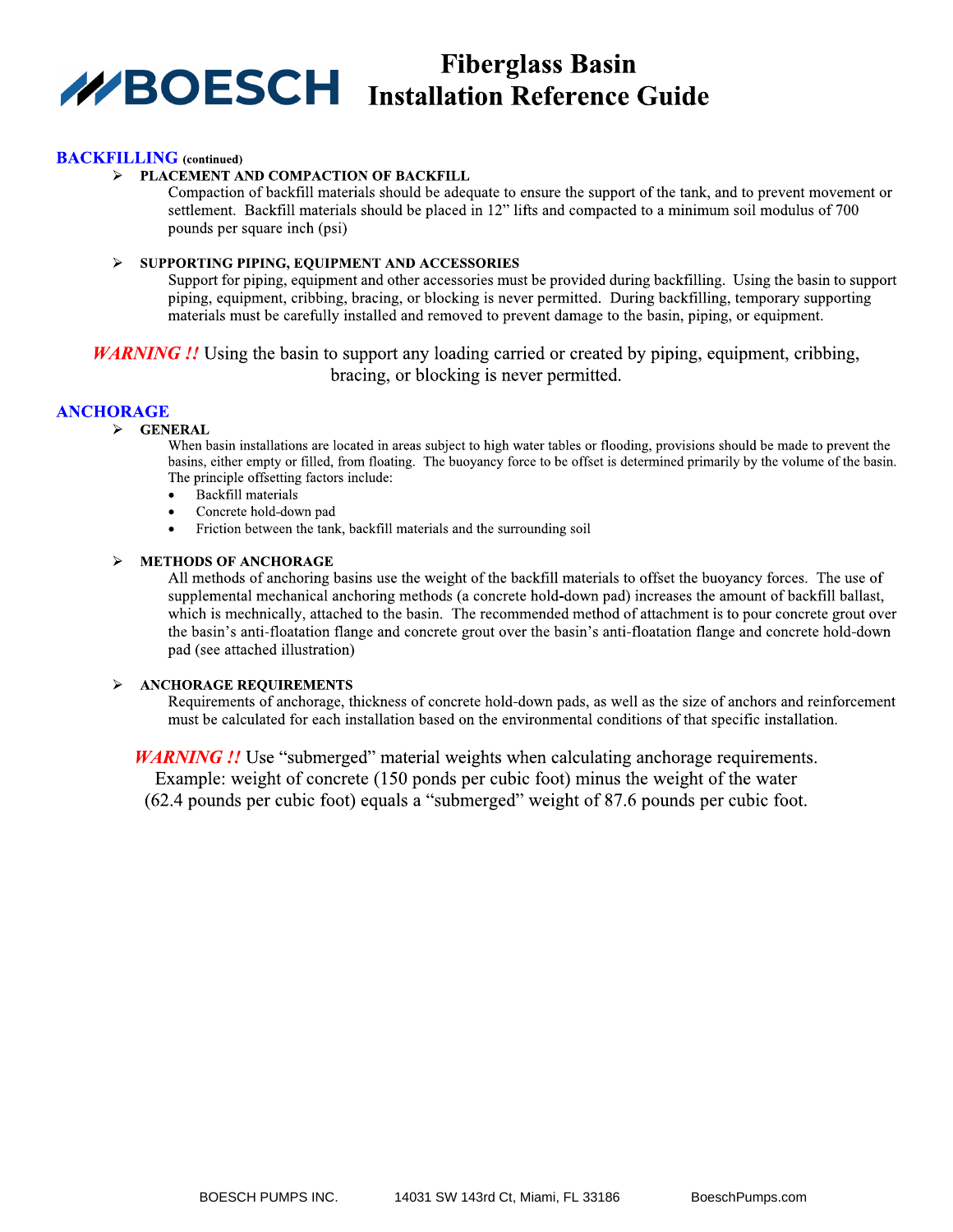# Fiberglass Basin Installation Reference Guide

## BACKFILLING (continued)

- **PLACEMENT AND COMPACTION OF BACKFILL**

  Compaction of backfill materials should be adequate to ensure the support of the tank, and to prevent movement or settlement. Backfill materials should be placed in 12" lifts and compacted to a minimum soil modulus of 700 pounds per square inch (psi)

- **SUPPORTING PIPING, EQUIPMENT AND ACCESSORIES**

  Support for piping, equipment and other accessories must be provided during backfilling. Using the basin to support piping, equipment, cribbing, bracing, or blocking is never permitted. During backfilling, temporary supporting materials must be carefully installed and removed to prevent damage to the basin, piping, or equipment.

***WARNING !!*** Using the basin to support any loading carried or created by piping, equipment, cribbing, bracing, or blocking is never permitted.

## ANCHORAGE

- **GENERAL**

  When basin installations are located in areas subject to high water tables or flooding, provisions should be made to prevent the basins, either empty or filled, from floating. The buoyancy force to be offset is determined primarily by the volume of the basin. The principle offsetting factors include:

  - Backfill materials
  - Concrete hold-down pad
  - Friction between the tank, backfill materials and the surrounding soil

- **METHODS OF ANCHORAGE**

  All methods of anchoring basins use the weight of the backfill materials to offset the buoyancy forces. The use of supplemental mechanical anchoring methods (a concrete hold-down pad) increases the amount of backfill ballast, which is mechnically, attached to the basin. The recommended method of attachment is to pour concrete grout over the basin's anti-floatation flange and concrete grout over the basin's anti-floatation flange and concrete hold-down pad (see attached illustration)

- **ANCHORAGE REQUIREMENTS**

  Requirements of anchorage, thickness of concrete hold-down pads, as well as the size of anchors and reinforcement must be calculated for each installation based on the environmental conditions of that specific installation.

***WARNING !!*** Use "submerged" material weights when calculating anchorage requirements. Example: weight of concrete (150 ponds per cubic foot) minus the weight of the water (62.4 pounds per cubic foot) equals a "submerged" weight of 87.6 pounds per cubic foot.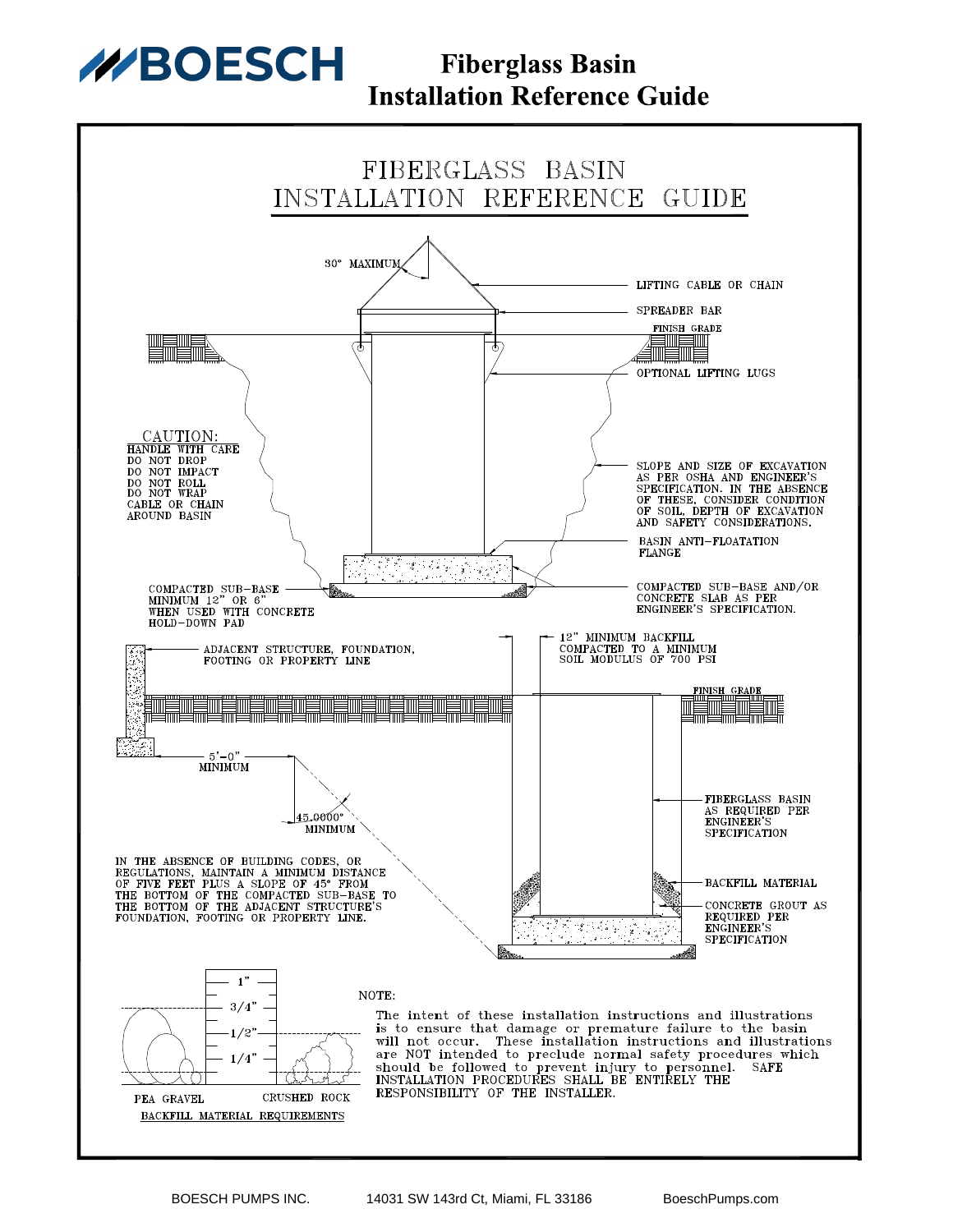# Fiberglass Basin Installation Reference Guide

FIBERGLASS BASIN
INSTALLATION REFERENCE GUIDE

30° MAXIMUM

LIFTING CABLE OR CHAIN

SPREADER BAR

FINISH GRADE

OPTIONAL LIFTING LUGS

CAUTION:
HANDLE WITH CARE
DO NOT DROP
DO NOT IMPACT
DO NOT ROLL
DO NOT WRAP
CABLE OR CHAIN
AROUND BASIN

SLOPE AND SIZE OF EXCAVATION AS PER OSHA AND ENGINEER'S SPECIFICATION. IN THE ABSENCE OF THESE, CONSIDER CONDITION OF SOIL, DEPTH OF EXCAVATION AND SAFETY CONSIDERATIONS.

BASIN ANTI-FLOATATION FLANGE

COMPACTED SUB-BASE MINIMUM 12" OR 6" WHEN USED WITH CONCRETE HOLD-DOWN PAD

COMPACTED SUB-BASE AND/OR CONCRETE SLAB AS PER ENGINEER'S SPECIFICATION.

ADJACENT STRUCTURE, FOUNDATION, FOOTING OR PROPERTY LINE

12" MINIMUM BACKFILL COMPACTED TO A MINIMUM SOIL MODULUS OF 700 PSI

FINISH GRADE

5'-0" MINIMUM

45.0000° MINIMUM

IN THE ABSENCE OF BUILDING CODES, OR REGULATIONS, MAINTAIN A MINIMUM DISTANCE OF FIVE FEET PLUS A SLOPE OF 45° FROM THE BOTTOM OF THE COMPACTED SUB-BASE TO THE BOTTOM OF THE ADJACENT STRUCTURE'S FOUNDATION, FOOTING OR PROPERTY LINE.

FIBERGLASS BASIN AS REQUIRED PER ENGINEER'S SPECIFICATION

BACKFILL MATERIAL

CONCRETE GROUT AS REQUIRED PER ENGINEER'S SPECIFICATION

1"
3/4"
1/2"
1/4"

PEA GRAVEL
CRUSHED ROCK

BACKFILL MATERIAL REQUIREMENTS

NOTE:

The intent of these installation instructions and illustrations is to ensure that damage or premature failure to the basin will not occur. These installation instructions and illustrations are NOT intended to preclude normal safety procedures which should be followed to prevent injury to personnel. SAFE INSTALLATION PROCEDURES SHALL BE ENTIRELY THE RESPONSIBILITY OF THE INSTALLER.

BOESCH PUMPS INC. 14031 SW 143rd Ct, Miami, FL 33186 BoeschPumps.com